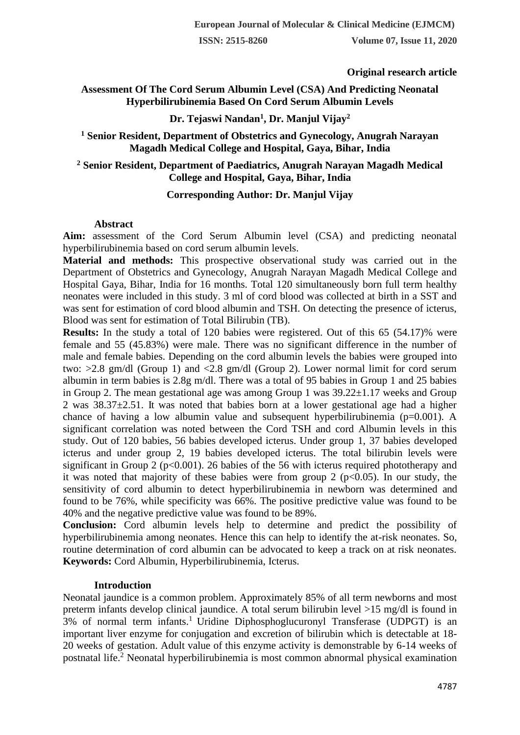**Original research article**

# Assessment Of The Cord Serum Albumin Level (CSA) And Predicting Neonatal Hyperbilirubinemia Based On Cord Serum Albumin Levels

**Dr. Tejaswi Nandan[1], Dr. Manjul Vijay[2]**

**[1] Senior Resident, Department of Obstetrics and Gynecology, Anugrah Narayan Magadh Medical College and Hospital, Gaya, Bihar, India**

**[2] Senior Resident, Department of Paediatrics, Anugrah Narayan Magadh Medical College and Hospital, Gaya, Bihar, India**

**Corresponding Author: Dr. Manjul Vijay**

## Abstract

**Aim:** assessment of the Cord Serum Albumin level (CSA) and predicting neonatal hyperbilirubinemia based on cord serum albumin levels.

**Material and methods:** This prospective observational study was carried out in the Department of Obstetrics and Gynecology, Anugrah Narayan Magadh Medical College and Hospital Gaya, Bihar, India for 16 months. Total 120 simultaneously born full term healthy neonates were included in this study. 3 ml of cord blood was collected at birth in a SST and was sent for estimation of cord blood albumin and TSH. On detecting the presence of icterus, Blood was sent for estimation of Total Bilirubin (TB).

**Results:** In the study a total of 120 babies were registered. Out of this 65 (54.17)% were female and 55 (45.83%) were male. There was no significant difference in the number of male and female babies. Depending on the cord albumin levels the babies were grouped into two: >2.8 gm/dl (Group 1) and <2.8 gm/dl (Group 2). Lower normal limit for cord serum albumin in term babies is 2.8g m/dl. There was a total of 95 babies in Group 1 and 25 babies in Group 2. The mean gestational age was among Group 1 was 39.22±1.17 weeks and Group 2 was 38.37±2.51. It was noted that babies born at a lower gestational age had a higher chance of having a low albumin value and subsequent hyperbilirubinemia ($p=0.001$). A significant correlation was noted between the Cord TSH and cord Albumin levels in this study. Out of 120 babies, 56 babies developed icterus. Under group 1, 37 babies developed icterus and under group 2, 19 babies developed icterus. The total bilirubin levels were significant in Group 2 ($p<0.001$). 26 babies of the 56 with icterus required phototherapy and it was noted that majority of these babies were from group 2 ($p<0.05$). In our study, the sensitivity of cord albumin to detect hyperbilirubinemia in newborn was determined and found to be 76%, while specificity was 66%. The positive predictive value was found to be 40% and the negative predictive value was found to be 89%.

**Conclusion:** Cord albumin levels help to determine and predict the possibility of hyperbilirubinemia among neonates. Hence this can help to identify the at-risk neonates. So, routine determination of cord albumin can be advocated to keep a track on at risk neonates.

**Keywords:** Cord Albumin, Hyperbilirubinemia, Icterus.

## Introduction

Neonatal jaundice is a common problem. Approximately 85% of all term newborns and most preterm infants develop clinical jaundice. A total serum bilirubin level >15 mg/dl is found in 3% of normal term infants.[1] Uridine Diphosphoglucuronyl Transferase (UDPGT) is an important liver enzyme for conjugation and excretion of bilirubin which is detectable at 18-20 weeks of gestation. Adult value of this enzyme activity is demonstrable by 6-14 weeks of postnatal life.[2] Neonatal hyperbilirubinemia is most common abnormal physical examination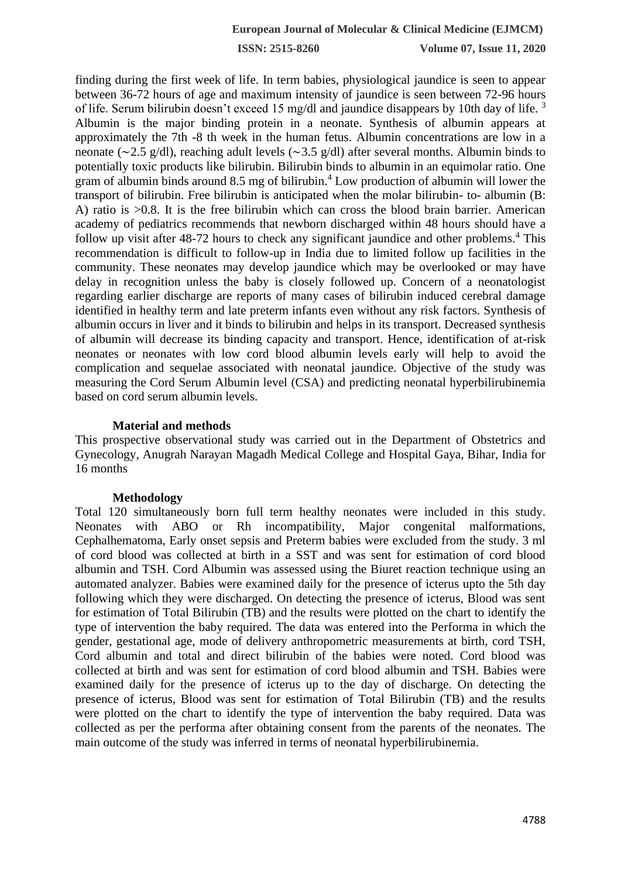finding during the first week of life. In term babies, physiological jaundice is seen to appear between 36-72 hours of age and maximum intensity of jaundice is seen between 72-96 hours of life. Serum bilirubin doesn't exceed 15 mg/dl and jaundice disappears by 10th day of life. [3] Albumin is the major binding protein in a neonate. Synthesis of albumin appears at approximately the 7th -8 th week in the human fetus. Albumin concentrations are low in a neonate (∼2.5 g/dl), reaching adult levels (∼3.5 g/dl) after several months. Albumin binds to potentially toxic products like bilirubin. Bilirubin binds to albumin in an equimolar ratio. One gram of albumin binds around 8.5 mg of bilirubin.[4] Low production of albumin will lower the transport of bilirubin. Free bilirubin is anticipated when the molar bilirubin- to- albumin (B: A) ratio is >0.8. It is the free bilirubin which can cross the blood brain barrier. American academy of pediatrics recommends that newborn discharged within 48 hours should have a follow up visit after 48-72 hours to check any significant jaundice and other problems.[4] This recommendation is difficult to follow-up in India due to limited follow up facilities in the community. These neonates may develop jaundice which may be overlooked or may have delay in recognition unless the baby is closely followed up. Concern of a neonatologist regarding earlier discharge are reports of many cases of bilirubin induced cerebral damage identified in healthy term and late preterm infants even without any risk factors. Synthesis of albumin occurs in liver and it binds to bilirubin and helps in its transport. Decreased synthesis of albumin will decrease its binding capacity and transport. Hence, identification of at-risk neonates or neonates with low cord blood albumin levels early will help to avoid the complication and sequelae associated with neonatal jaundice. Objective of the study was measuring the Cord Serum Albumin level (CSA) and predicting neonatal hyperbilirubinemia based on cord serum albumin levels.

## Material and methods

This prospective observational study was carried out in the Department of Obstetrics and Gynecology, Anugrah Narayan Magadh Medical College and Hospital Gaya, Bihar, India for 16 months

## Methodology

Total 120 simultaneously born full term healthy neonates were included in this study. Neonates with ABO or Rh incompatibility, Major congenital malformations, Cephalhematoma, Early onset sepsis and Preterm babies were excluded from the study. 3 ml of cord blood was collected at birth in a SST and was sent for estimation of cord blood albumin and TSH. Cord Albumin was assessed using the Biuret reaction technique using an automated analyzer. Babies were examined daily for the presence of icterus upto the 5th day following which they were discharged. On detecting the presence of icterus, Blood was sent for estimation of Total Bilirubin (TB) and the results were plotted on the chart to identify the type of intervention the baby required. The data was entered into the Performa in which the gender, gestational age, mode of delivery anthropometric measurements at birth, cord TSH, Cord albumin and total and direct bilirubin of the babies were noted. Cord blood was collected at birth and was sent for estimation of cord blood albumin and TSH. Babies were examined daily for the presence of icterus up to the day of discharge. On detecting the presence of icterus, Blood was sent for estimation of Total Bilirubin (TB) and the results were plotted on the chart to identify the type of intervention the baby required. Data was collected as per the performa after obtaining consent from the parents of the neonates. The main outcome of the study was inferred in terms of neonatal hyperbilirubinemia.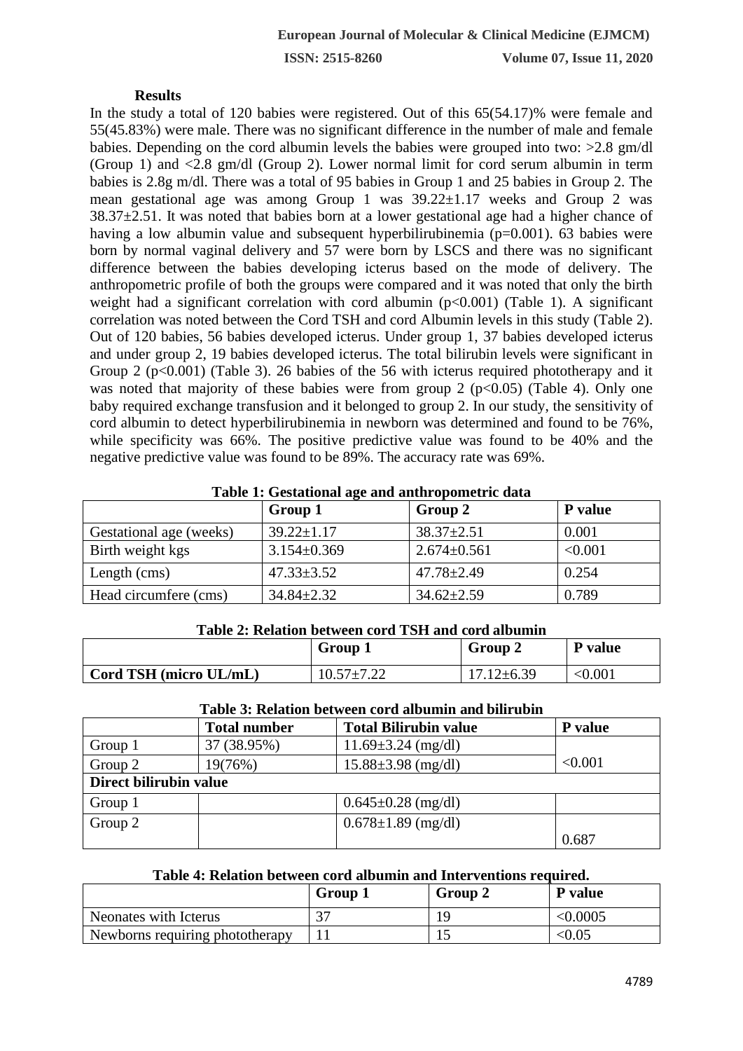### Results

In the study a total of 120 babies were registered. Out of this 65(54.17)% were female and 55(45.83%) were male. There was no significant difference in the number of male and female babies. Depending on the cord albumin levels the babies were grouped into two: >2.8 gm/dl (Group 1) and <2.8 gm/dl (Group 2). Lower normal limit for cord serum albumin in term babies is 2.8g m/dl. There was a total of 95 babies in Group 1 and 25 babies in Group 2. The mean gestational age was among Group 1 was 39.22±1.17 weeks and Group 2 was 38.37±2.51. It was noted that babies born at a lower gestational age had a higher chance of having a low albumin value and subsequent hyperbilirubinemia (p=0.001). 63 babies were born by normal vaginal delivery and 57 were born by LSCS and there was no significant difference between the babies developing icterus based on the mode of delivery. The anthropometric profile of both the groups were compared and it was noted that only the birth weight had a significant correlation with cord albumin (p<0.001) (Table 1). A significant correlation was noted between the Cord TSH and cord Albumin levels in this study (Table 2). Out of 120 babies, 56 babies developed icterus. Under group 1, 37 babies developed icterus and under group 2, 19 babies developed icterus. The total bilirubin levels were significant in Group 2 (p<0.001) (Table 3). 26 babies of the 56 with icterus required phototherapy and it was noted that majority of these babies were from group 2 (p<0.05) (Table 4). Only one baby required exchange transfusion and it belonged to group 2. In our study, the sensitivity of cord albumin to detect hyperbilirubinemia in newborn was determined and found to be 76%, while specificity was 66%. The positive predictive value was found to be 40% and the negative predictive value was found to be 89%. The accuracy rate was 69%.

**Table 1: Gestational age and anthropometric data**

| | Group 1 | Group 2 | P value |
|---|---|---|---|
| Gestational age (weeks) | 39.22±1.17 | 38.37±2.51 | 0.001 |
| Birth weight kgs | 3.154±0.369 | 2.674±0.561 | <0.001 |
| Length (cms) | 47.33±3.52 | 47.78±2.49 | 0.254 |
| Head circumfere (cms) | 34.84±2.32 | 34.62±2.59 | 0.789 |

**Table 2: Relation between cord TSH and cord albumin**

| | Group 1 | Group 2 | P value |
|---|---|---|---|
| **Cord TSH (micro UL/mL)** | 10.57±7.22 | 17.12±6.39 | <0.001 |

**Table 3: Relation between cord albumin and bilirubin**

| | Total number | Total Bilirubin value | P value |
|---|---|---|---|
| Group 1 | 37 (38.95%) | 11.69±3.24 (mg/dl) | <0.001 |
| Group 2 | 19(76%) | 15.88±3.98 (mg/dl) | |
| **Direct bilirubin value** | | | |
| Group 1 | | 0.645±0.28 (mg/dl) | 0.687 |
| Group 2 | | 0.678±1.89 (mg/dl) | |

**Table 4: Relation between cord albumin and Interventions required.**

| | Group 1 | Group 2 | P value |
|---|---|---|---|
| Neonates with Icterus | 37 | 19 | <0.0005 |
| Newborns requiring phototherapy | 11 | 15 | <0.05 |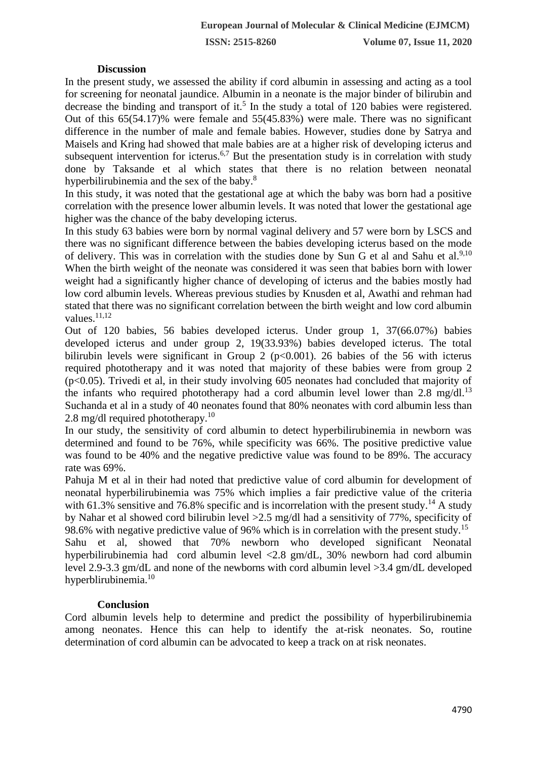## Discussion

In the present study, we assessed the ability if cord albumin in assessing and acting as a tool for screening for neonatal jaundice. Albumin in a neonate is the major binder of bilirubin and decrease the binding and transport of it.[5] In the study a total of 120 babies were registered. Out of this 65(54.17)% were female and 55(45.83%) were male. There was no significant difference in the number of male and female babies. However, studies done by Satrya and Maisels and Kring had showed that male babies are at a higher risk of developing icterus and subsequent intervention for icterus.[6,7] But the presentation study is in correlation with study done by Taksande et al which states that there is no relation between neonatal hyperbilirubinemia and the sex of the baby.[8]

In this study, it was noted that the gestational age at which the baby was born had a positive correlation with the presence lower albumin levels. It was noted that lower the gestational age higher was the chance of the baby developing icterus.

In this study 63 babies were born by normal vaginal delivery and 57 were born by LSCS and there was no significant difference between the babies developing icterus based on the mode of delivery. This was in correlation with the studies done by Sun G et al and Sahu et al.[9,10]

When the birth weight of the neonate was considered it was seen that babies born with lower weight had a significantly higher chance of developing of icterus and the babies mostly had low cord albumin levels. Whereas previous studies by Knusden et al, Awathi and rehman had stated that there was no significant correlation between the birth weight and low cord albumin values.[11,12]

Out of 120 babies, 56 babies developed icterus. Under group 1, 37(66.07%) babies developed icterus and under group 2, 19(33.93%) babies developed icterus. The total bilirubin levels were significant in Group 2 ($p<0.001$). 26 babies of the 56 with icterus required phototherapy and it was noted that majority of these babies were from group 2 ($p<0.05$). Trivedi et al, in their study involving 605 neonates had concluded that majority of the infants who required phototherapy had a cord albumin level lower than 2.8 mg/dl.[13] Suchanda et al in a study of 40 neonates found that 80% neonates with cord albumin less than 2.8 mg/dl required phototherapy.[10]

In our study, the sensitivity of cord albumin to detect hyperbilirubinemia in newborn was determined and found to be 76%, while specificity was 66%. The positive predictive value was found to be 40% and the negative predictive value was found to be 89%. The accuracy rate was 69%.

Pahuja M et al in their had noted that predictive value of cord albumin for development of neonatal hyperbilirubinemia was 75% which implies a fair predictive value of the criteria with 61.3% sensitive and 76.8% specific and is incorrelation with the present study.[14] A study by Nahar et al showed cord bilirubin level >2.5 mg/dl had a sensitivity of 77%, specificity of 98.6% with negative predictive value of 96% which is in correlation with the present study.[15]

Sahu et al, showed that 70% newborn who developed significant Neonatal hyperbilirubinemia had cord albumin level <2.8 gm/dL, 30% newborn had cord albumin level 2.9-3.3 gm/dL and none of the newborns with cord albumin level >3.4 gm/dL developed hyperblirubinemia.[10]

## Conclusion

Cord albumin levels help to determine and predict the possibility of hyperbilirubinemia among neonates. Hence this can help to identify the at-risk neonates. So, routine determination of cord albumin can be advocated to keep a track on at risk neonates.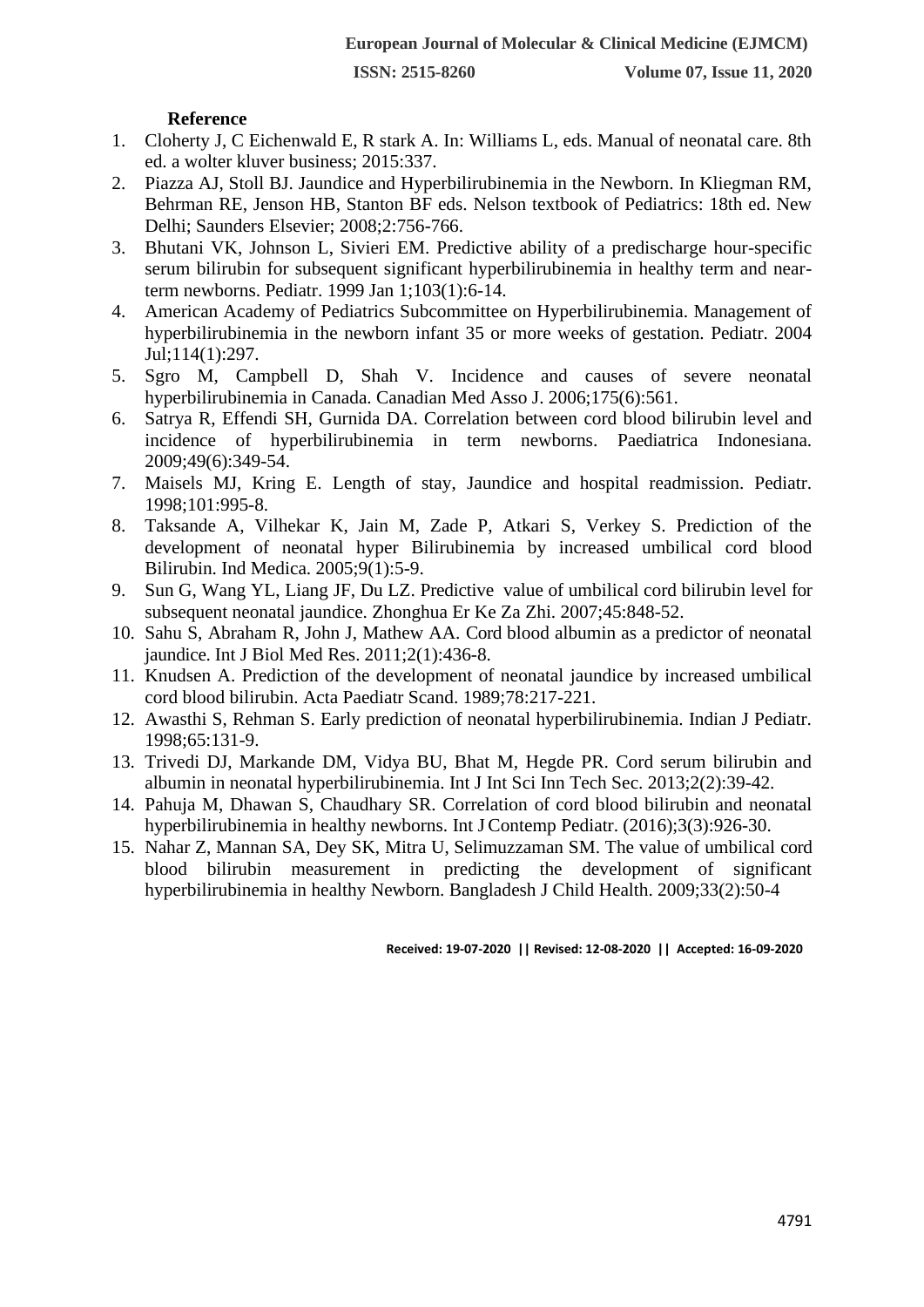## Reference

1. Cloherty J, C Eichenwald E, R stark A. In: Williams L, eds. Manual of neonatal care. 8th ed. a wolter kluver business; 2015:337.
2. Piazza AJ, Stoll BJ. Jaundice and Hyperbilirubinemia in the Newborn. In Kliegman RM, Behrman RE, Jenson HB, Stanton BF eds. Nelson textbook of Pediatrics: 18th ed. New Delhi; Saunders Elsevier; 2008;2:756-766.
3. Bhutani VK, Johnson L, Sivieri EM. Predictive ability of a predischarge hour-specific serum bilirubin for subsequent significant hyperbilirubinemia in healthy term and near-term newborns. Pediatr. 1999 Jan 1;103(1):6-14.
4. American Academy of Pediatrics Subcommittee on Hyperbilirubinemia. Management of hyperbilirubinemia in the newborn infant 35 or more weeks of gestation. Pediatr. 2004 Jul;114(1):297.
5. Sgro M, Campbell D, Shah V. Incidence and causes of severe neonatal hyperbilirubinemia in Canada. Canadian Med Asso J. 2006;175(6):561.
6. Satrya R, Effendi SH, Gurnida DA. Correlation between cord blood bilirubin level and incidence of hyperbilirubinemia in term newborns. Paediatrica Indonesiana. 2009;49(6):349-54.
7. Maisels MJ, Kring E. Length of stay, Jaundice and hospital readmission. Pediatr. 1998;101:995-8.
8. Taksande A, Vilhekar K, Jain M, Zade P, Atkari S, Verkey S. Prediction of the development of neonatal hyper Bilirubinemia by increased umbilical cord blood Bilirubin. Ind Medica. 2005;9(1):5-9.
9. Sun G, Wang YL, Liang JF, Du LZ. Predictive value of umbilical cord bilirubin level for subsequent neonatal jaundice. Zhonghua Er Ke Za Zhi. 2007;45:848-52.
10. Sahu S, Abraham R, John J, Mathew AA. Cord blood albumin as a predictor of neonatal jaundice. Int J Biol Med Res. 2011;2(1):436-8.
11. Knudsen A. Prediction of the development of neonatal jaundice by increased umbilical cord blood bilirubin. Acta Paediatr Scand. 1989;78:217-221.
12. Awasthi S, Rehman S. Early prediction of neonatal hyperbilirubinemia. Indian J Pediatr. 1998;65:131-9.
13. Trivedi DJ, Markande DM, Vidya BU, Bhat M, Hegde PR. Cord serum bilirubin and albumin in neonatal hyperbilirubinemia. Int J Int Sci Inn Tech Sec. 2013;2(2):39-42.
14. Pahuja M, Dhawan S, Chaudhary SR. Correlation of cord blood bilirubin and neonatal hyperbilirubinemia in healthy newborns. Int J Contemp Pediatr. (2016);3(3):926-30.
15. Nahar Z, Mannan SA, Dey SK, Mitra U, Selimuzzaman SM. The value of umbilical cord blood bilirubin measurement in predicting the development of significant hyperbilirubinemia in healthy Newborn. Bangladesh J Child Health. 2009;33(2):50-4

**Received: 19-07-2020 || Revised: 12-08-2020 || Accepted: 16-09-2020**